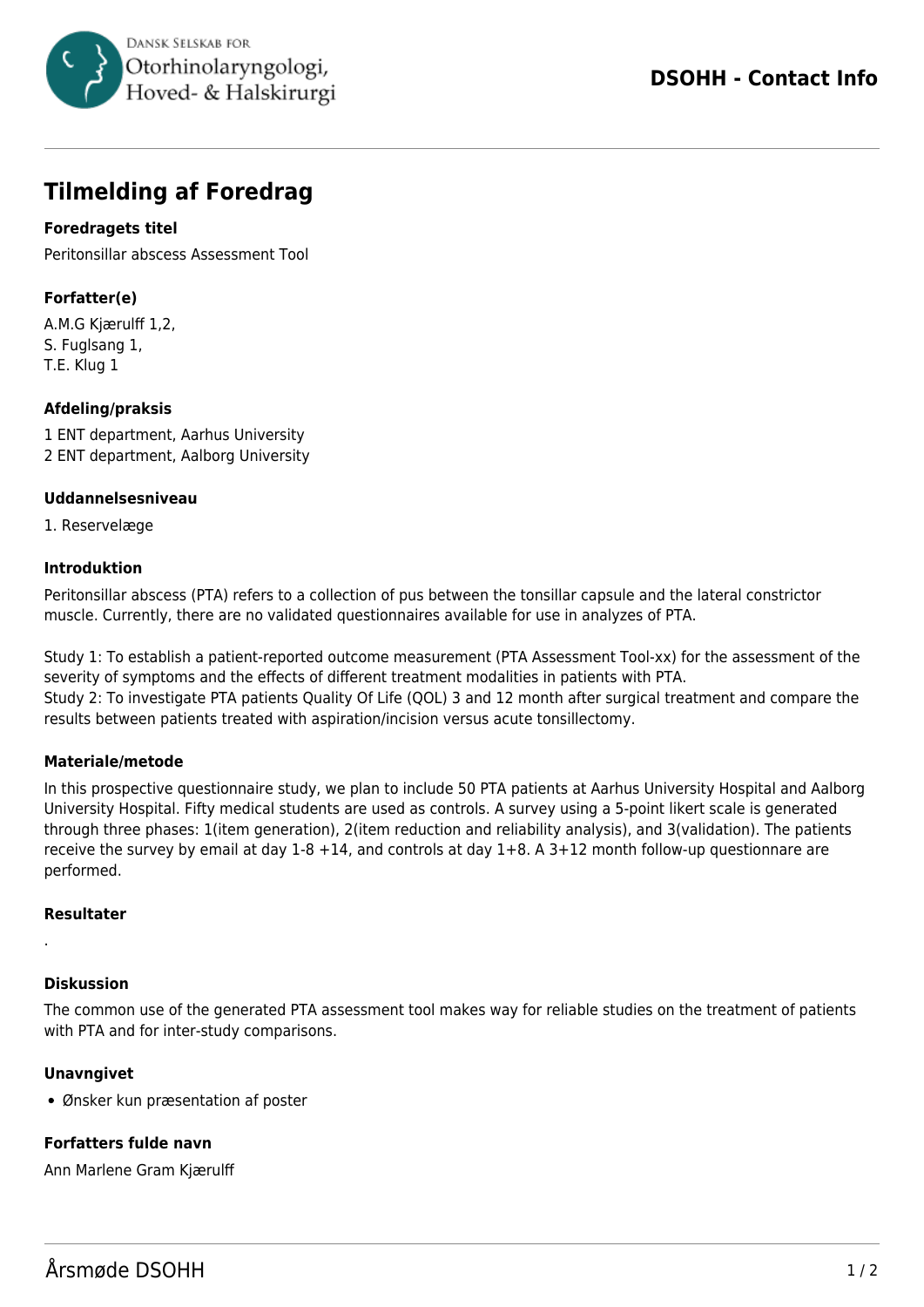# Tilmelding af Foredrag

**Foredragets titel**

Peritonsillar abscess Assessment Tool

**Forfatter(e)**

A.M.G Kjærulff 1,2,
S. Fuglsang 1,
T.E. Klug 1

**Afdeling/praksis**

1 ENT department, Aarhus University
2 ENT department, Aalborg University

**Uddannelsesniveau**

1. Reservelæge

**Introduktion**

Peritonsillar abscess (PTA) refers to a collection of pus between the tonsillar capsule and the lateral constrictor muscle. Currently, there are no validated questionnaires available for use in analyzes of PTA.

Study 1: To establish a patient-reported outcome measurement (PTA Assessment Tool-xx) for the assessment of the severity of symptoms and the effects of different treatment modalities in patients with PTA.
Study 2: To investigate PTA patients Quality Of Life (QOL) 3 and 12 month after surgical treatment and compare the results between patients treated with aspiration/incision versus acute tonsillectomy.

**Materiale/metode**

In this prospective questionnaire study, we plan to include 50 PTA patients at Aarhus University Hospital and Aalborg University Hospital. Fifty medical students are used as controls. A survey using a 5-point likert scale is generated through three phases: 1(item generation), 2(item reduction and reliability analysis), and 3(validation). The patients receive the survey by email at day 1-8 +14, and controls at day 1+8. A 3+12 month follow-up questionnare are performed.

**Resultater**

.

**Diskussion**

The common use of the generated PTA assessment tool makes way for reliable studies on the treatment of patients with PTA and for inter-study comparisons.

**Unavngivet**

- Ønsker kun præsentation af poster

**Forfatters fulde navn**

Ann Marlene Gram Kjærulff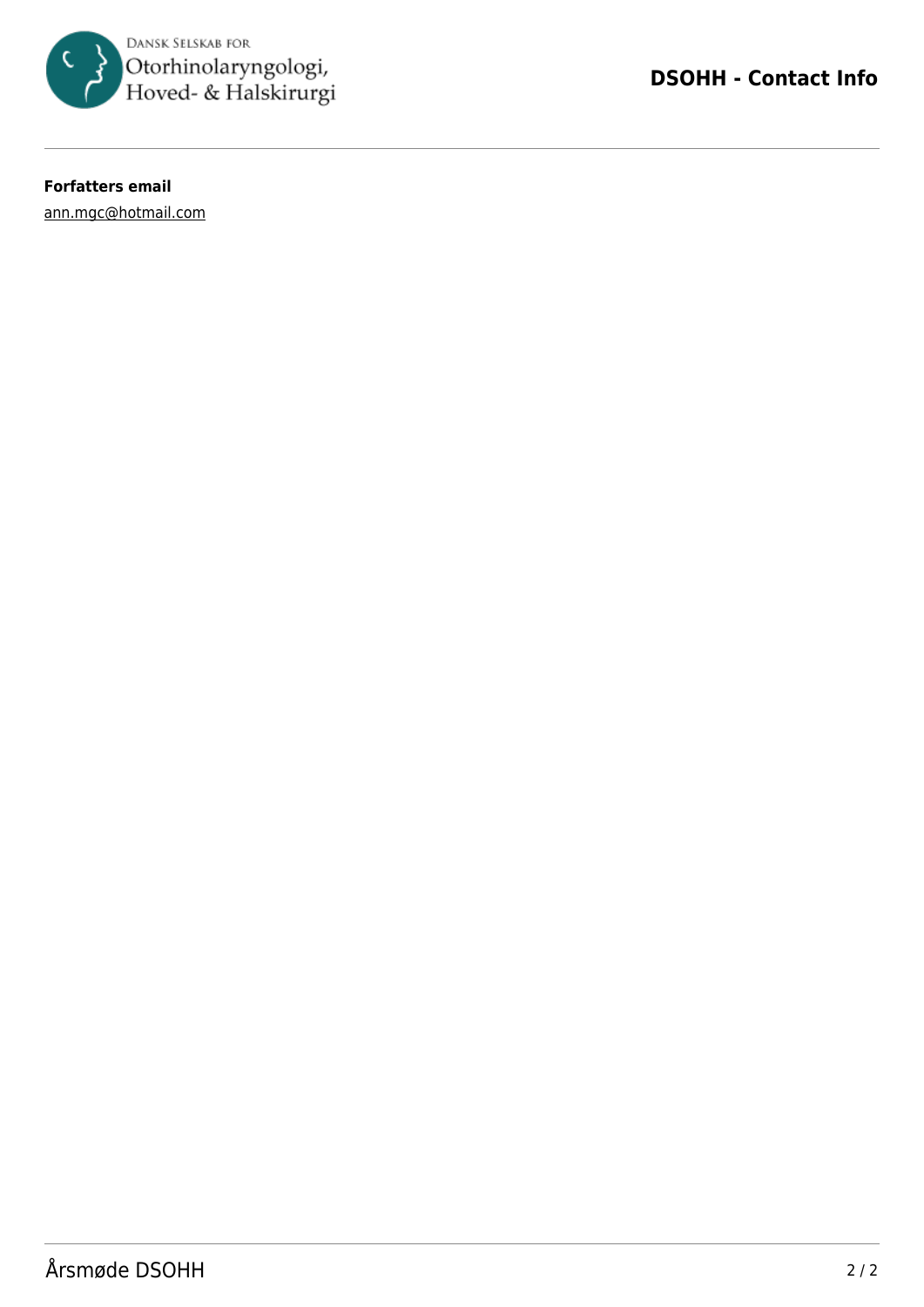**Forfatters email**

ann.mgc@hotmail.com